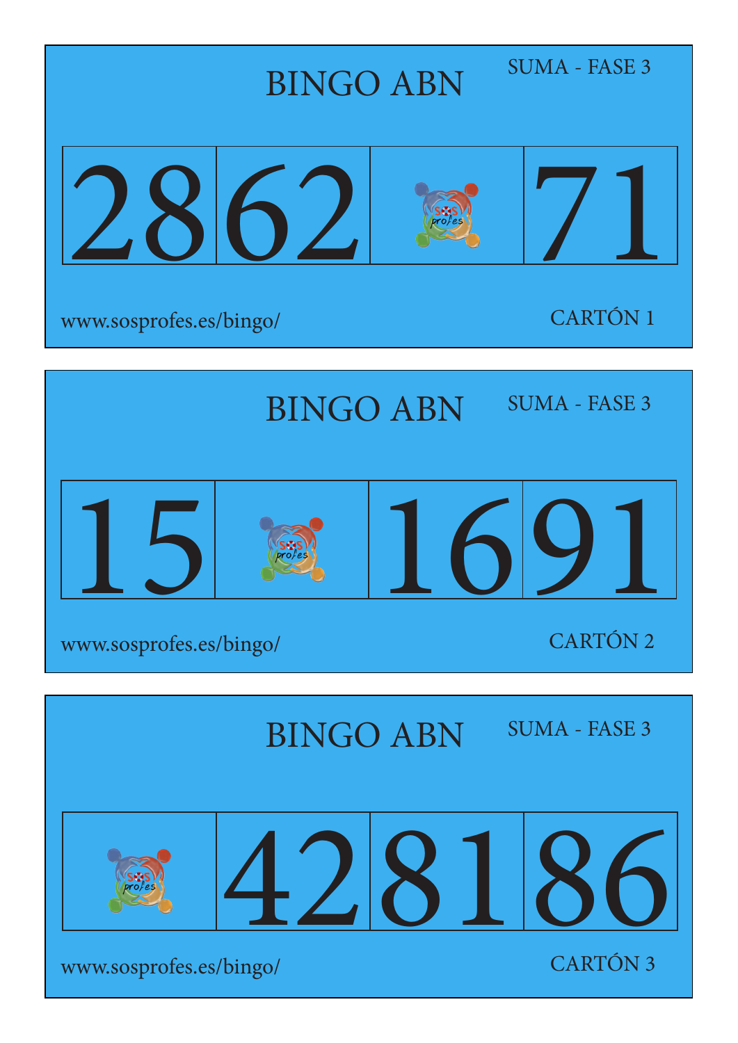# BINGO ABN

SUMA - FASE 3

| 28 | 62 | | 71 |
|---|---|---|---|

www.sosprofes.es/bingo/

CARTÓN 1

# BINGO ABN

SUMA - FASE 3

| 15 | | 16 | 91 |
|---|---|---|---|

www.sosprofes.es/bingo/

CARTÓN 2

# BINGO ABN

SUMA - FASE 3

| | 42 | 81 | 86 |
|---|---|---|---|

www.sosprofes.es/bingo/

CARTÓN 3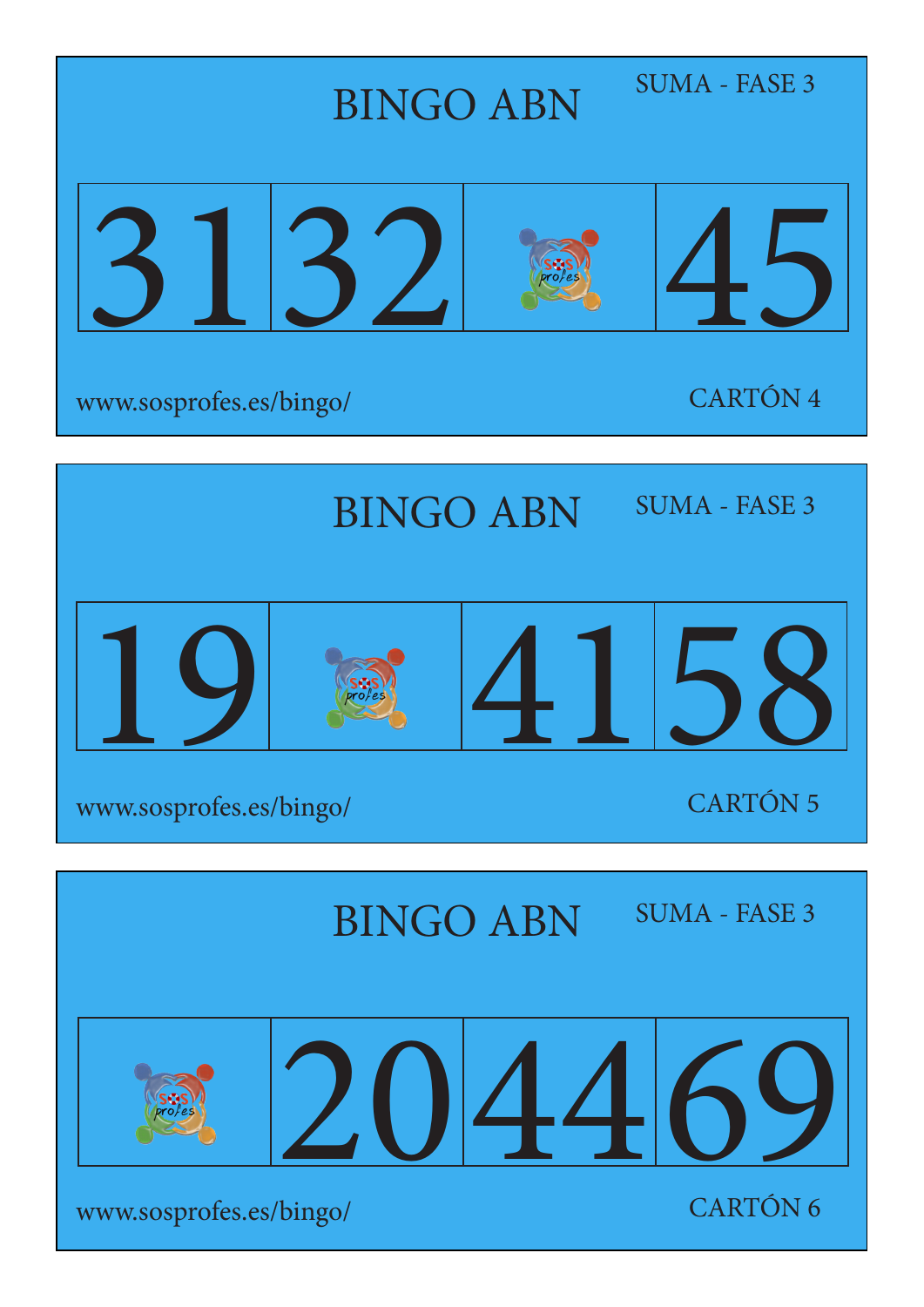# BINGO ABN

SUMA - FASE 3

| 31 | 32 | | 45 |
|---|---|---|---|

www.sosprofes.es/bingo/

CARTÓN 4

# BINGO ABN

SUMA - FASE 3

| 19 | | 41 | 58 |
|---|---|---|---|

www.sosprofes.es/bingo/

CARTÓN 5

# BINGO ABN

SUMA - FASE 3

| | 20 | 44 | 69 |
|---|---|---|---|

www.sosprofes.es/bingo/

CARTÓN 6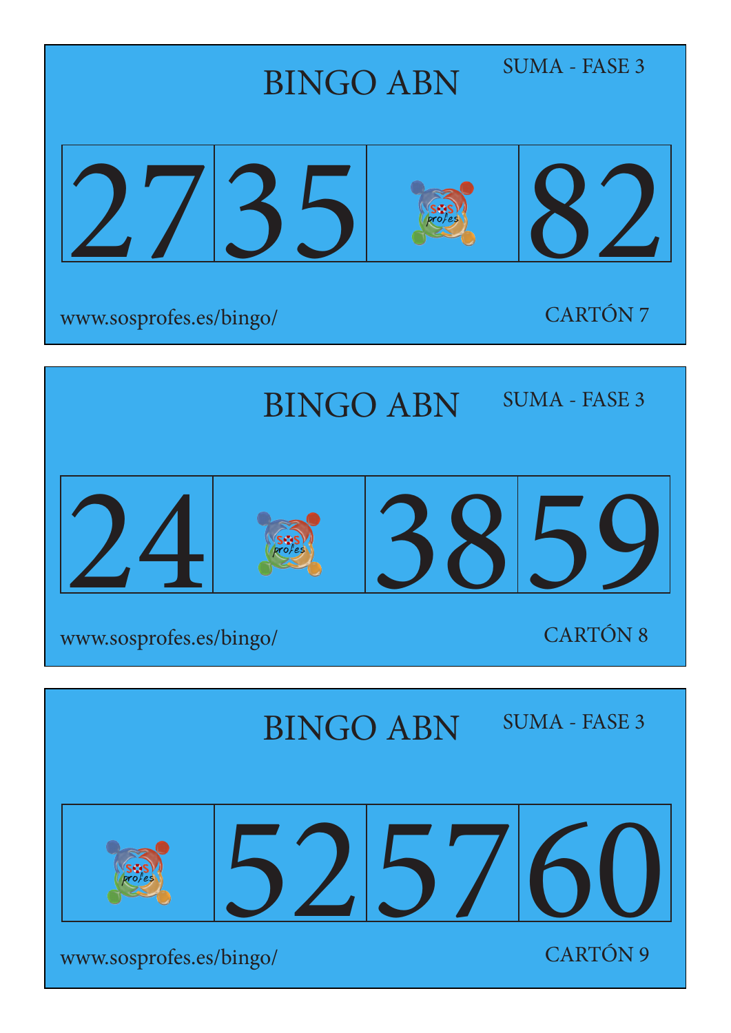## BINGO ABN

SUMA - FASE 3

| 27 | 35 | | 82 |
|---|---|---|---|

www.sosprofes.es/bingo/

CARTÓN 7

## BINGO ABN

SUMA - FASE 3

| 24 | | 38 | 59 |
|---|---|---|---|

www.sosprofes.es/bingo/

CARTÓN 8

## BINGO ABN

SUMA - FASE 3

| | 52 | 57 | 60 |
|---|---|---|---|

www.sosprofes.es/bingo/

CARTÓN 9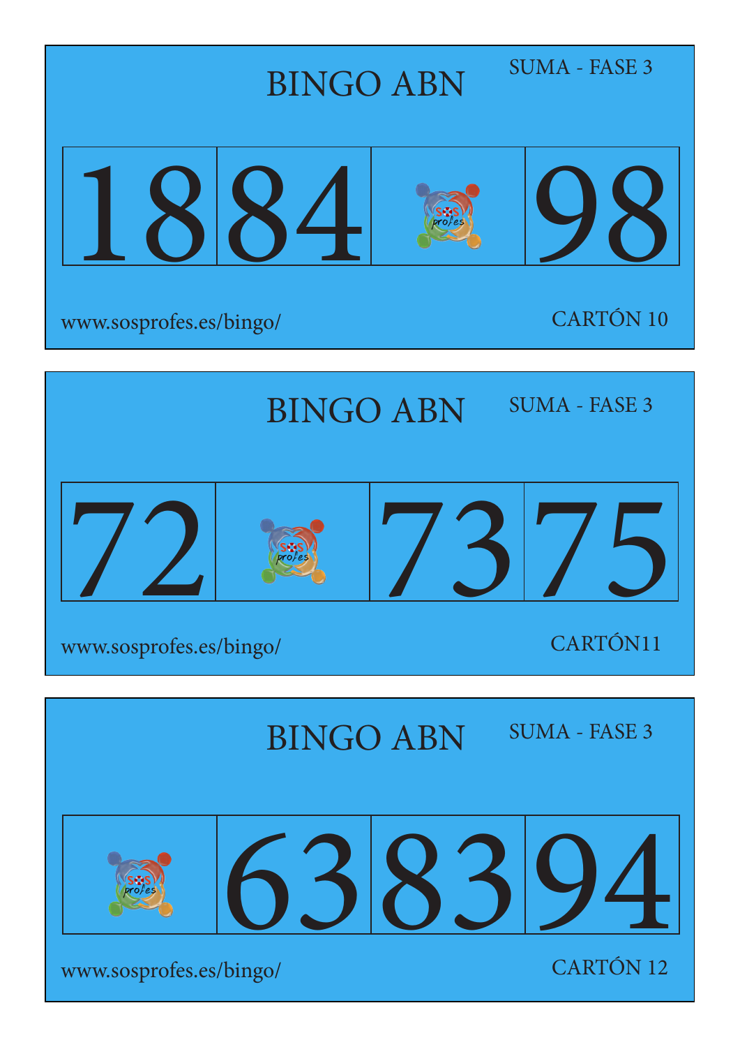BINGO ABN

SUMA - FASE 3

| 18 | 84 | | 98 |
|---|---|---|---|

www.sosprofes.es/bingo/

CARTÓN 10

BINGO ABN

SUMA - FASE 3

| 72 | | 73 | 75 |
|---|---|---|---|

www.sosprofes.es/bingo/

CARTÓN11

BINGO ABN

SUMA - FASE 3

| | 63 | 83 | 94 |
|---|---|---|---|

www.sosprofes.es/bingo/

CARTÓN 12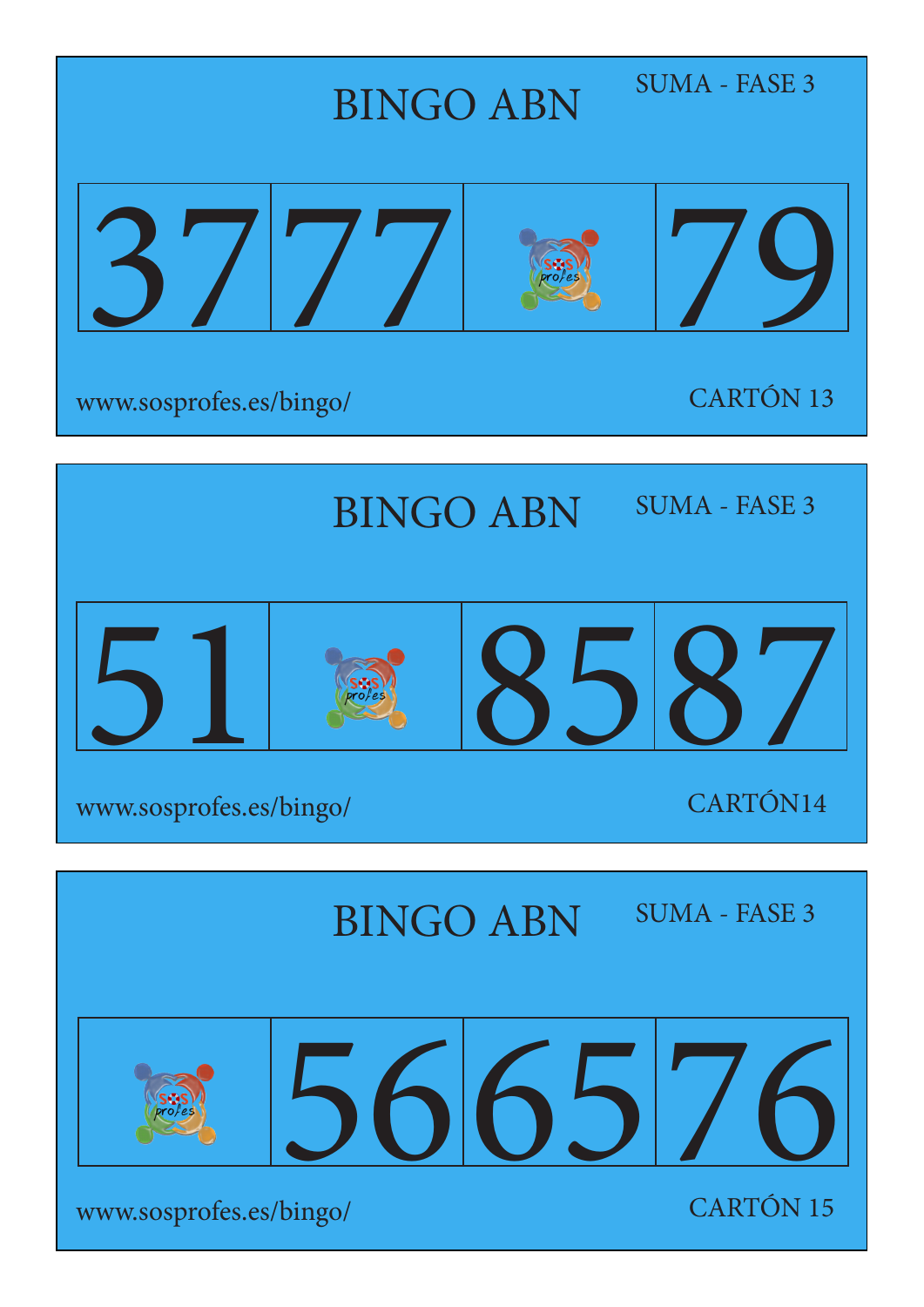## BINGO ABN

SUMA - FASE 3

| 37 | 77 | | 79 |
|---|---|---|---|

www.sosprofes.es/bingo/

CARTÓN 13

## BINGO ABN

SUMA - FASE 3

| 51 | | 85 | 87 |
|---|---|---|---|

www.sosprofes.es/bingo/

CARTÓN14

## BINGO ABN

SUMA - FASE 3

| | 56 | 65 | 76 |
|---|---|---|---|

www.sosprofes.es/bingo/

CARTÓN 15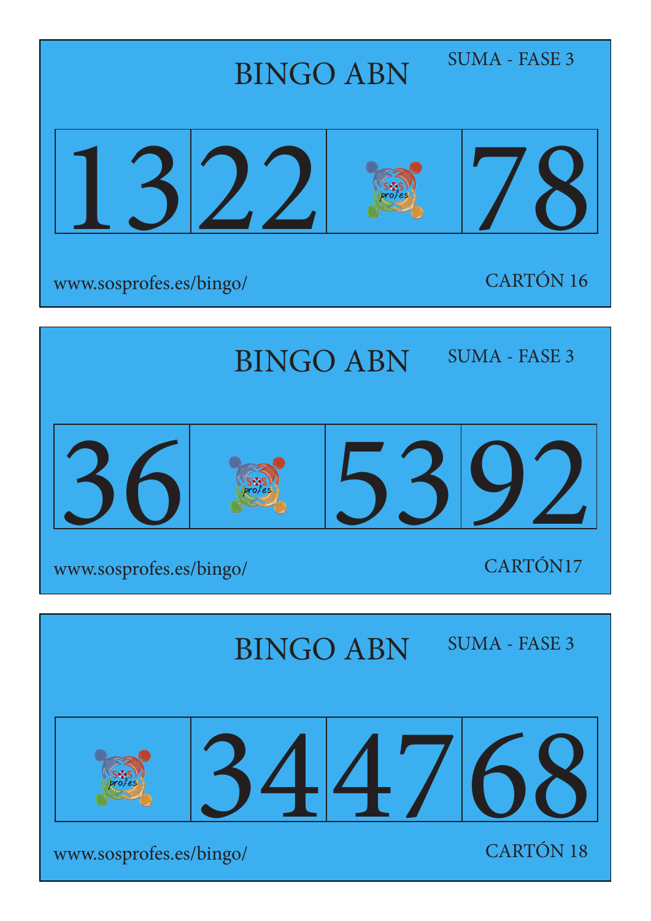BINGO ABN

SUMA - FASE 3

| 13 | 22 | | 78 |
|---|---|---|---|

www.sosprofes.es/bingo/

CARTÓN 16

BINGO ABN

SUMA - FASE 3

| 36 | | 53 | 92 |
|---|---|---|---|

www.sosprofes.es/bingo/

CARTÓN17

BINGO ABN

SUMA - FASE 3

| | 34 | 47 | 68 |
|---|---|---|---|

www.sosprofes.es/bingo/

CARTÓN 18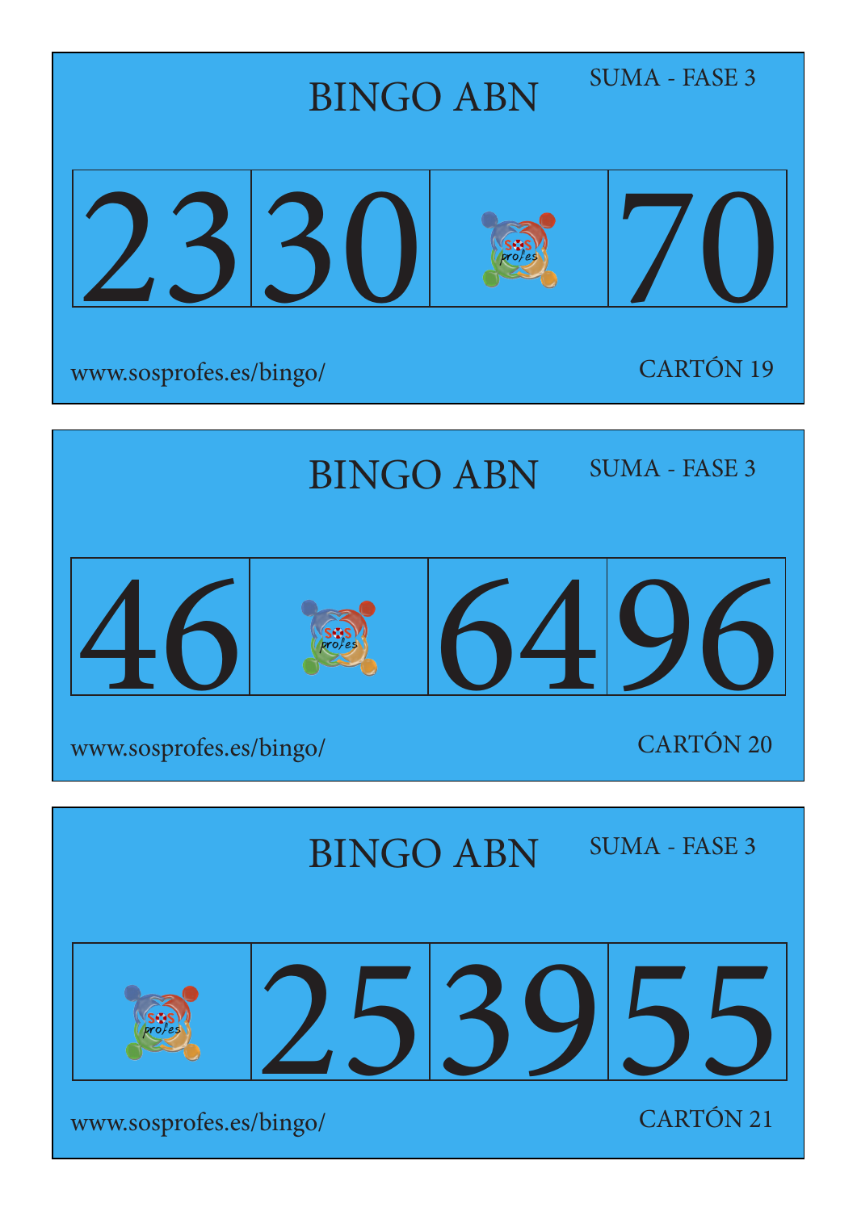BINGO ABN

SUMA - FASE 3

| 23 | 30 | | 70 |
|---|---|---|---|

www.sosprofes.es/bingo/

CARTÓN 19

BINGO ABN

SUMA - FASE 3

| 46 | | 64 | 96 |
|---|---|---|---|

www.sosprofes.es/bingo/

CARTÓN 20

BINGO ABN

SUMA - FASE 3

| | 25 | 39 | 55 |
|---|---|---|---|

www.sosprofes.es/bingo/

CARTÓN 21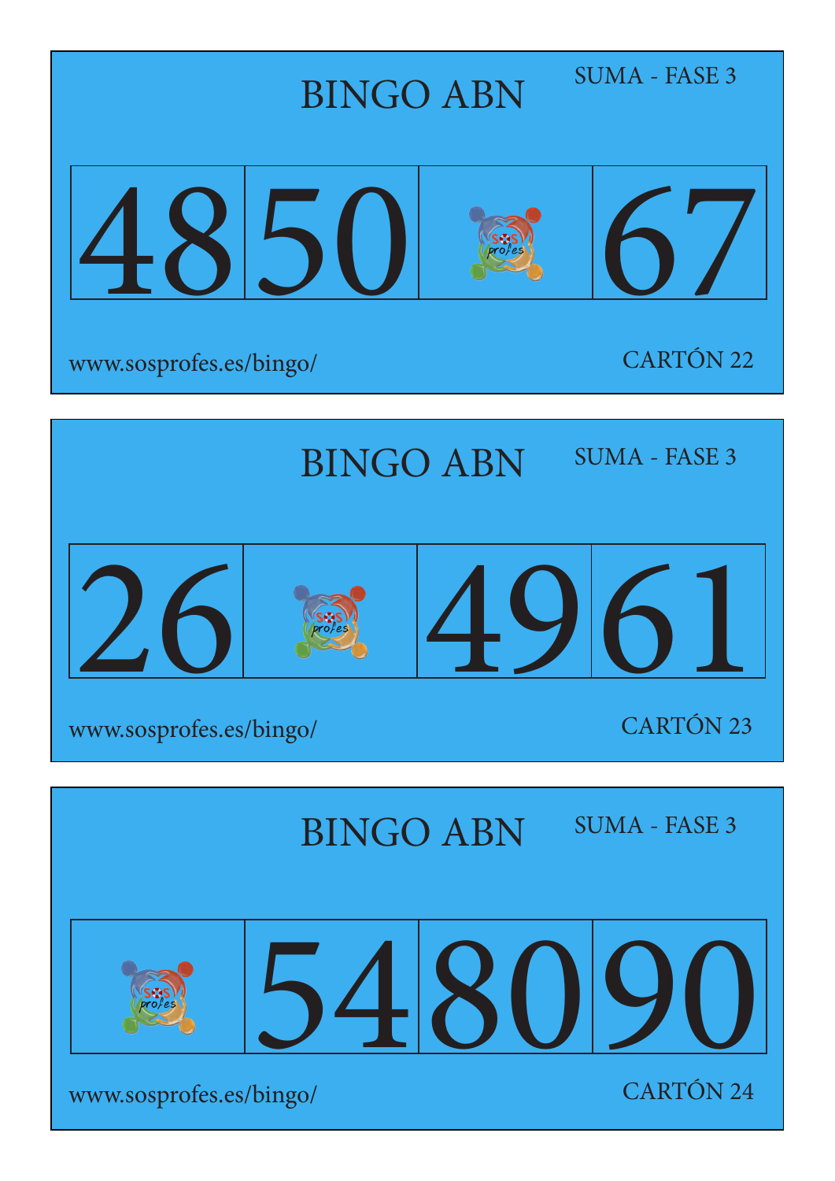## BINGO ABN

SUMA - FASE 3

| 48 | 50 | | 67 |
|---|---|---|---|

www.sosprofes.es/bingo/

CARTÓN 22

## BINGO ABN

SUMA - FASE 3

| 26 | | 49 | 61 |
|---|---|---|---|

www.sosprofes.es/bingo/

CARTÓN 23

## BINGO ABN

SUMA - FASE 3

| | 54 | 80 | 90 |
|---|---|---|---|

www.sosprofes.es/bingo/

CARTÓN 24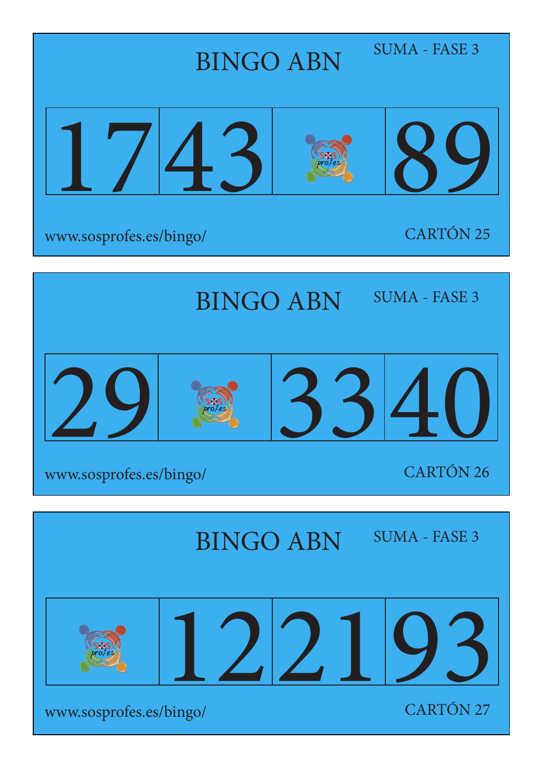## BINGO ABN

SUMA - FASE 3

| 17 | 43 | | 89 |
|---|---|---|---|

www.sosprofes.es/bingo/

CARTÓN 25

## BINGO ABN

SUMA - FASE 3

| 29 | | 33 | 40 |
|---|---|---|---|

www.sosprofes.es/bingo/

CARTÓN 26

## BINGO ABN

SUMA - FASE 3

| | 12 | 21 | 93 |
|---|---|---|---|

www.sosprofes.es/bingo/

CARTÓN 27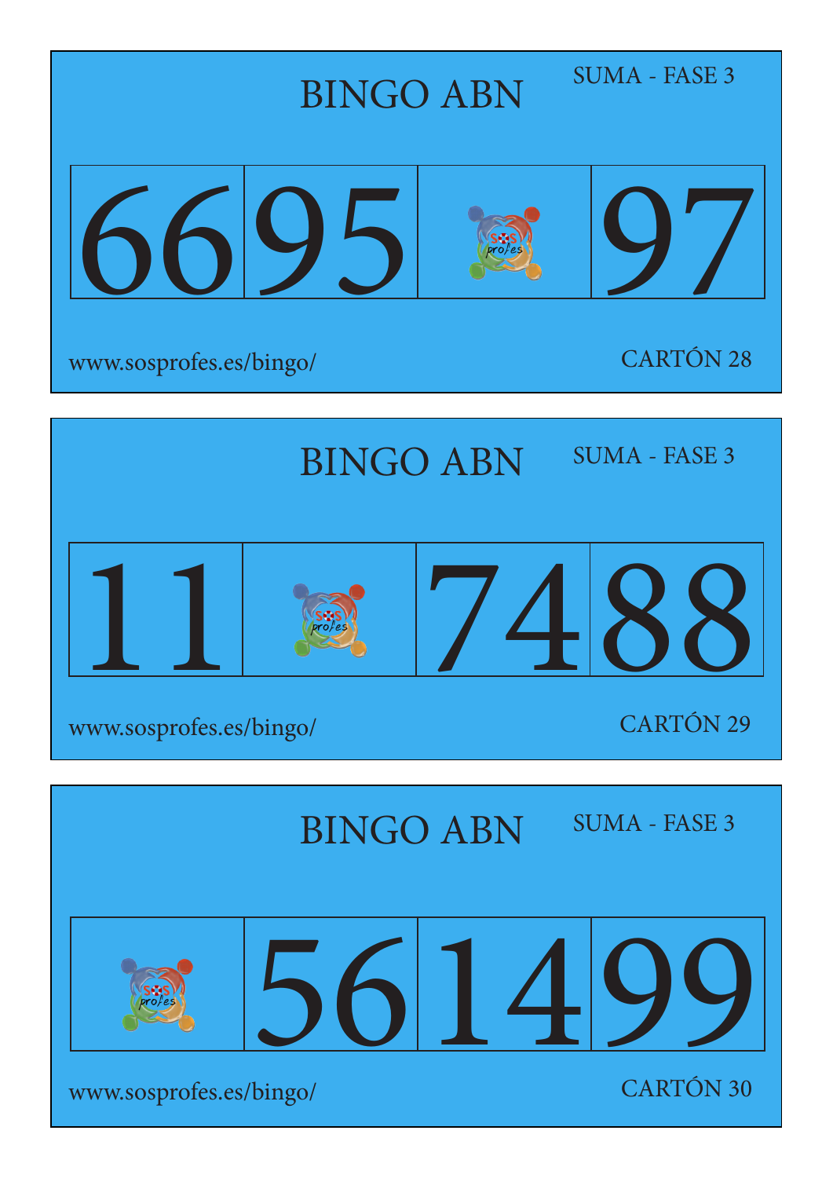BINGO ABN

SUMA - FASE 3

| | | | |
|---|---|---|---|
| 66 | 95 | | 97 |

www.sosprofes.es/bingo/

CARTÓN 28

BINGO ABN

SUMA - FASE 3

| | | | |
|---|---|---|---|
| 11 | | 74 | 88 |

www.sosprofes.es/bingo/

CARTÓN 29

BINGO ABN

SUMA - FASE 3

| | | | |
|---|---|---|---|
| | 56 | 14 | 99 |

www.sosprofes.es/bingo/

CARTÓN 30